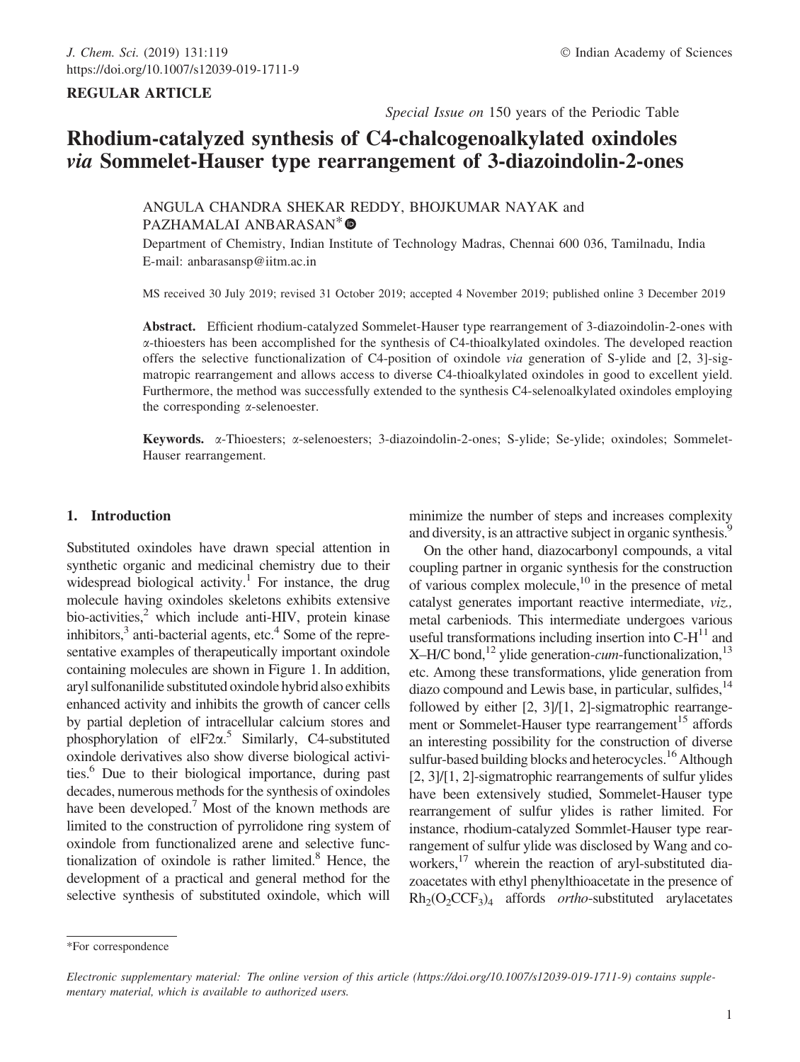REGULAR ARTICLE

*Special Issue on* 150 years of the Periodic Table

# Rhodium-catalyzed synthesis of C4-chalcogenoalkylated oxindoles *via* Sommelet-Hauser type rearrangement of 3-diazoindolin-2-ones

ANGULA CHANDRA SHEKAR REDDY, BHOJKUMAR NAYAK and PAZHAMALAI ANBARASAN*

Department of Chemistry, Indian Institute of Technology Madras, Chennai 600 036, Tamilnadu, India
E-mail: anbarasansp@iitm.ac.in

MS received 30 July 2019; revised 31 October 2019; accepted 4 November 2019; published online 3 December 2019

**Abstract.** Efficient rhodium-catalyzed Sommelet-Hauser type rearrangement of 3-diazoindolin-2-ones with α-thioesters has been accomplished for the synthesis of C4-thioalkylated oxindoles. The developed reaction offers the selective functionalization of C4-position of oxindole *via* generation of S-ylide and [2, 3]-sigmatropic rearrangement and allows access to diverse C4-thioalkylated oxindoles in good to excellent yield. Furthermore, the method was successfully extended to the synthesis C4-selenoalkylated oxindoles employing the corresponding α-selenoester.

**Keywords.** α-Thioesters; α-selenoesters; 3-diazoindolin-2-ones; S-ylide; Se-ylide; oxindoles; Sommelet-Hauser rearrangement.

## 1. Introduction

Substituted oxindoles have drawn special attention in synthetic organic and medicinal chemistry due to their widespread biological activity.[1] For instance, the drug molecule having oxindoles skeletons exhibits extensive bio-activities,[2] which include anti-HIV, protein kinase inhibitors,[3] anti-bacterial agents, etc.[4] Some of the representative examples of therapeutically important oxindole containing molecules are shown in Figure 1. In addition, aryl sulfonanilide substituted oxindole hybrid also exhibits enhanced activity and inhibits the growth of cancer cells by partial depletion of intracellular calcium stores and phosphorylation of eIF2α.[5] Similarly, C4-substituted oxindole derivatives also show diverse biological activities.[6] Due to their biological importance, during past decades, numerous methods for the synthesis of oxindoles have been developed.[7] Most of the known methods are limited to the construction of pyrrolidone ring system of oxindole from functionalized arene and selective functionalization of oxindole is rather limited.[8] Hence, the development of a practical and general method for the selective synthesis of substituted oxindole, which will minimize the number of steps and increases complexity and diversity, is an attractive subject in organic synthesis.[9]

On the other hand, diazocarbonyl compounds, a vital coupling partner in organic synthesis for the construction of various complex molecule,[10] in the presence of metal catalyst generates important reactive intermediate, *viz.,* metal carbeniods. This intermediate undergoes various useful transformations including insertion into C-H[11] and X–H/C bond,[12] ylide generation-*cum*-functionalization,[13] etc. Among these transformations, ylide generation from diazo compound and Lewis base, in particular, sulfides,[14] followed by either [2, 3]/[1, 2]-sigmatropic rearrangement or Sommelet-Hauser type rearrangement[15] affords an interesting possibility for the construction of diverse sulfur-based building blocks and heterocycles.[16] Although [2, 3]/[1, 2]-sigmatropic rearrangements of sulfur ylides have been extensively studied, Sommelet-Hauser type rearrangement of sulfur ylides is rather limited. For instance, rhodium-catalyzed Sommlet-Hauser type rearrangement of sulfur ylide was disclosed by Wang and co-workers,[17] wherein the reaction of aryl-substituted diazoacetates with ethyl phenylthioacetate in the presence of $Rh_2(O_2CCF_3)_4$ affords *ortho*-substituted arylacetates

*For correspondence

*Electronic supplementary material: The online version of this article (https://doi.org/10.1007/s12039-019-1711-9) contains supplementary material, which is available to authorized users.*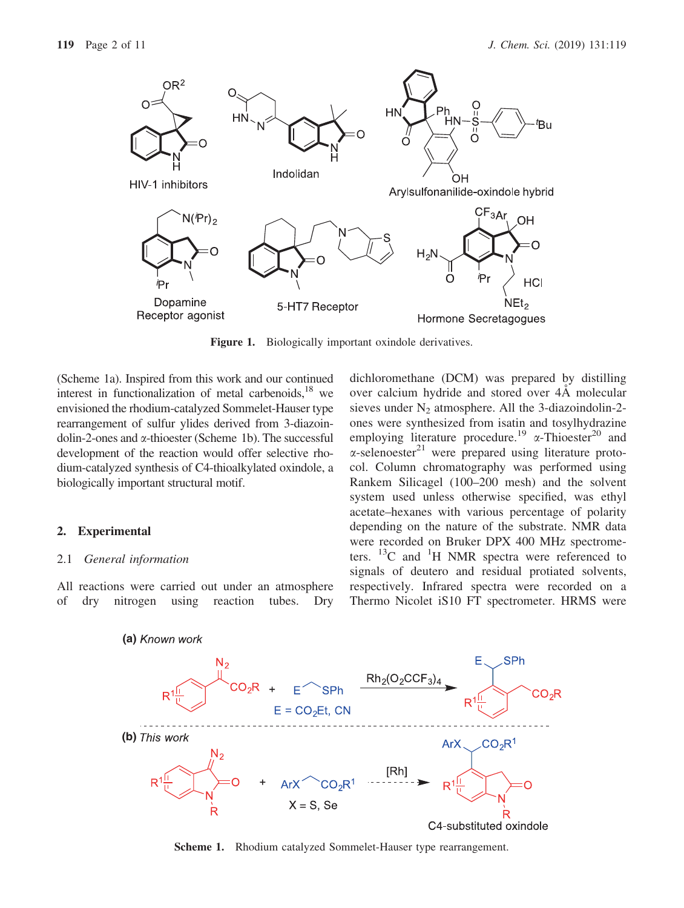Figure 1. Biologically important oxindole derivatives.

(Scheme 1a). Inspired from this work and our continued interest in functionalization of metal carbenoids,[18] we envisioned the rhodium-catalyzed Sommelet-Hauser type rearrangement of sulfur ylides derived from 3-diazoindolin-2-ones and α-thioester (Scheme 1b). The successful development of the reaction would offer selective rhodium-catalyzed synthesis of C4-thioalkylated oxindole, a biologically important structural motif.

## 2. Experimental

### 2.1 *General information*

All reactions were carried out under an atmosphere of dry nitrogen using reaction tubes. Dry dichloromethane (DCM) was prepared by distilling over calcium hydride and stored over 4Å molecular sieves under $N_2$ atmosphere. All the 3-diazoindolin-2-ones were synthesized from isatin and tosylhydrazine employing literature procedure.[19] α-Thioester[20] and α-selenoester[21] were prepared using literature protocol. Column chromatography was performed using Rankem Silicagel (100–200 mesh) and the solvent system used unless otherwise specified, was ethyl acetate–hexanes with various percentage of polarity depending on the nature of the substrate. NMR data were recorded on Bruker DPX 400 MHz spectrometers. $^{13}C$ and $^{1}H$ NMR spectra were referenced to signals of deutero and residual protiated solvents, respectively. Infrared spectra were recorded on a Thermo Nicolet iS10 FT spectrometer. HRMS were

Scheme 1. Rhodium catalyzed Sommelet-Hauser type rearrangement.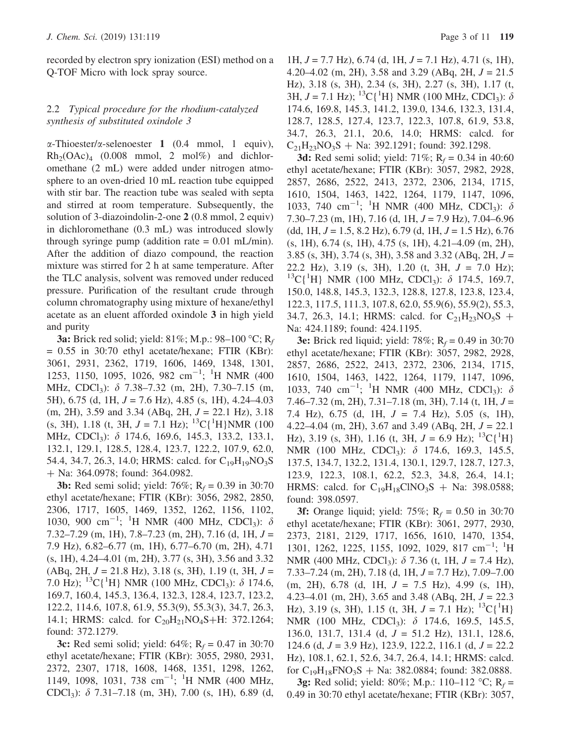recorded by electron spry ionization (ESI) method on a Q-TOF Micro with lock spray source.

### 2.2 *Typical procedure for the rhodium-catalyzed synthesis of substituted oxindole 3*

α-Thioester/α-selenoester **1** (0.4 mmol, 1 equiv), $Rh_2(OAc)_4$ (0.008 mmol, 2 mol%) and dichloromethane (2 mL) were added under nitrogen atmosphere to an oven-dried 10 mL reaction tube equipped with stir bar. The reaction tube was sealed with septa and stirred at room temperature. Subsequently, the solution of 3-diazoindolin-2-one **2** (0.8 mmol, 2 equiv) in dichloromethane (0.3 mL) was introduced slowly through syringe pump (addition rate = 0.01 mL/min). After the addition of diazo compound, the reaction mixture was stirred for 2 h at same temperature. After the TLC analysis, solvent was removed under reduced pressure. Purification of the resultant crude through column chromatography using mixture of hexane/ethyl acetate as an eluent afforded oxindole **3** in high yield and purity

**3a:** Brick red solid; yield: 81%; M.p.: 98–100 °C; $R_f$ = 0.55 in 30:70 ethyl acetate/hexane; FTIR (KBr): 3061, 2931, 2362, 1719, 1606, 1469, 1348, 1301, 1253, 1150, 1095, 1026, 982 $cm^{-1}$; $^1H$ NMR (400 MHz, $CDCl_3$): δ 7.38–7.32 (m, 2H), 7.30–7.15 (m, 5H), 6.75 (d, 1H, $J$ = 7.6 Hz), 4.85 (s, 1H), 4.24–4.03 (m, 2H), 3.59 and 3.34 (ABq, 2H, $J$ = 22.1 Hz), 3.18 (s, 3H), 1.18 (t, 3H, $J$ = 7.1 Hz); $^{13}C\{^1H\}$NMR (100 MHz, $CDCl_3$): δ 174.6, 169.6, 145.3, 133.2, 133.1, 132.1, 129.1, 128.5, 128.4, 123.7, 122.2, 107.9, 62.0, 54.4, 34.7, 26.3, 14.0; HRMS: calcd. for $C_{19}H_{19}NO_3S$ + Na: 364.0978; found: 364.0982.

**3b:** Red semi solid; yield: 76%; $R_f$ = 0.39 in 30:70 ethyl acetate/hexane; FTIR (KBr): 3056, 2982, 2850, 2306, 1717, 1605, 1469, 1352, 1262, 1156, 1102, 1030, 900 $cm^{-1}$; $^1H$ NMR (400 MHz, $CDCl_3$): δ 7.32–7.29 (m, 1H), 7.8–7.23 (m, 2H), 7.16 (d, 1H, $J$ = 7.9 Hz), 6.82–6.77 (m, 1H), 6.77–6.70 (m, 2H), 4.71 (s, 1H), 4.24–4.01 (m, 2H), 3.77 (s, 3H), 3.56 and 3.32 (ABq, 2H, $J$ = 21.8 Hz), 3.18 (s, 3H), 1.19 (t, 3H, $J$ = 7.0 Hz); $^{13}C\{^1H\}$ NMR (100 MHz, $CDCl_3$): δ 174.6, 169.7, 160.4, 145.3, 136.4, 132.3, 128.4, 123.7, 123.2, 122.2, 114.6, 107.8, 61.9, 55.3(9), 55.3(3), 34.7, 26.3, 14.1; HRMS: calcd. for $C_{20}H_{21}NO_4S$+H: 372.1264; found: 372.1279.

**3c:** Red semi solid; yield: 64%; $R_f$ = 0.47 in 30:70 ethyl acetate/hexane; FTIR (KBr): 3055, 2980, 2931, 2372, 2307, 1718, 1608, 1468, 1351, 1298, 1262, 1149, 1098, 1031, 738 $cm^{-1}$; $^1H$ NMR (400 MHz, $CDCl_3$): δ 7.31–7.18 (m, 3H), 7.00 (s, 1H), 6.89 (d, 1H, $J$ = 7.7 Hz), 6.74 (d, 1H, $J$ = 7.1 Hz), 4.71 (s, 1H), 4.20–4.02 (m, 2H), 3.58 and 3.29 (ABq, 2H, $J$ = 21.5 Hz), 3.18 (s, 3H), 2.34 (s, 3H), 2.27 (s, 3H), 1.17 (t, 3H, $J$ = 7.1 Hz); $^{13}C\{^1H\}$ NMR (100 MHz, $CDCl_3$): δ 174.6, 169.8, 145.3, 141.2, 139.0, 134.6, 132.3, 131.4, 128.7, 128.5, 127.4, 123.7, 122.3, 107.8, 61.9, 53.8, 34.7, 26.3, 21.1, 20.6, 14.0; HRMS: calcd. for $C_{21}H_{23}NO_3S$ + Na: 392.1291; found: 392.1298.

**3d:** Red semi solid; yield: 71%; $R_f$ = 0.34 in 40:60 ethyl acetate/hexane; FTIR (KBr): 3057, 2982, 2928, 2857, 2686, 2522, 2413, 2372, 2306, 2134, 1715, 1610, 1504, 1463, 1422, 1264, 1179, 1147, 1096, 1033, 740 $cm^{-1}$; $^1H$ NMR (400 MHz, $CDCl_3$): δ 7.30–7.23 (m, 1H), 7.16 (d, 1H, $J$ = 7.9 Hz), 7.04–6.96 (dd, 1H, $J$ = 1.5, 8.2 Hz), 6.79 (d, 1H, $J$ = 1.5 Hz), 6.76 (s, 1H), 6.74 (s, 1H), 4.75 (s, 1H), 4.21–4.09 (m, 2H), 3.85 (s, 3H), 3.74 (s, 3H), 3.58 and 3.32 (ABq, 2H, $J$ = 22.2 Hz), 3.19 (s, 3H), 1.20 (t, 3H, $J$ = 7.0 Hz); $^{13}C\{^1H\}$ NMR (100 MHz, $CDCl_3$): δ 174.5, 169.7, 150.0, 148.8, 145.3, 132.3, 128.8, 127.8, 123.8, 123.4, 122.3, 117.5, 111.3, 107.8, 62.0, 55.9(6), 55.9(2), 55.3, 34.7, 26.3, 14.1; HRMS: calcd. for $C_{21}H_{23}NO_5S$ + Na: 424.1189; found: 424.1195.

**3e:** Brick red liquid; yield: 78%; $R_f$ = 0.49 in 30:70 ethyl acetate/hexane; FTIR (KBr): 3057, 2982, 2928, 2857, 2686, 2522, 2413, 2372, 2306, 2134, 1715, 1610, 1504, 1463, 1422, 1264, 1179, 1147, 1096, 1033, 740 $cm^{-1}$; $^1H$ NMR (400 MHz, $CDCl_3$): δ 7.46–7.32 (m, 2H), 7.31–7.18 (m, 3H), 7.14 (t, 1H, $J$ = 7.4 Hz), 6.75 (d, 1H, $J$ = 7.4 Hz), 5.05 (s, 1H), 4.22–4.04 (m, 2H), 3.67 and 3.49 (ABq, 2H, $J$ = 22.1 Hz), 3.19 (s, 3H), 1.16 (t, 3H, $J$ = 6.9 Hz); $^{13}C\{^1H\}$ NMR (100 MHz, $CDCl_3$): δ 174.6, 169.3, 145.5, 137.5, 134.7, 132.2, 131.4, 130.1, 129.7, 128.7, 127.3, 123.9, 122.3, 108.1, 62.2, 52.3, 34.8, 26.4, 14.1; HRMS: calcd. for $C_{19}H_{18}ClNO_3S$ + Na: 398.0588; found: 398.0597.

**3f:** Orange liquid; yield: 75%; $R_f$ = 0.50 in 30:70 ethyl acetate/hexane; FTIR (KBr): 3061, 2977, 2930, 2373, 2181, 2129, 1717, 1656, 1610, 1470, 1354, 1301, 1262, 1225, 1155, 1092, 1029, 817 $cm^{-1}$; $^1H$ NMR (400 MHz, $CDCl_3$): δ 7.36 (t, 1H, $J$ = 7.4 Hz), 7.33–7.24 (m, 2H), 7.18 (d, 1H, $J$ = 7.7 Hz), 7.09–7.00 (m, 2H), 6.78 (d, 1H, $J$ = 7.5 Hz), 4.99 (s, 1H), 4.23–4.01 (m, 2H), 3.65 and 3.48 (ABq, 2H, $J$ = 22.3 Hz), 3.19 (s, 3H), 1.15 (t, 3H, $J$ = 7.1 Hz); $^{13}C\{^1H\}$ NMR (100 MHz, $CDCl_3$): δ 174.6, 169.5, 145.5, 136.0, 131.7, 131.4 (d, $J$ = 51.2 Hz), 131.1, 128.6, 124.6 (d, $J$ = 3.9 Hz), 123.9, 122.2, 116.1 (d, $J$ = 22.2 Hz), 108.1, 62.1, 52.6, 34.7, 26.4, 14.1; HRMS: calcd. for $C_{19}H_{18}FNO_3S$ + Na: 382.0884; found: 382.0888.

**3g:** Red solid; yield: 80%; M.p.: 110–112 °C; $R_f$ = 0.49 in 30:70 ethyl acetate/hexane; FTIR (KBr): 3057,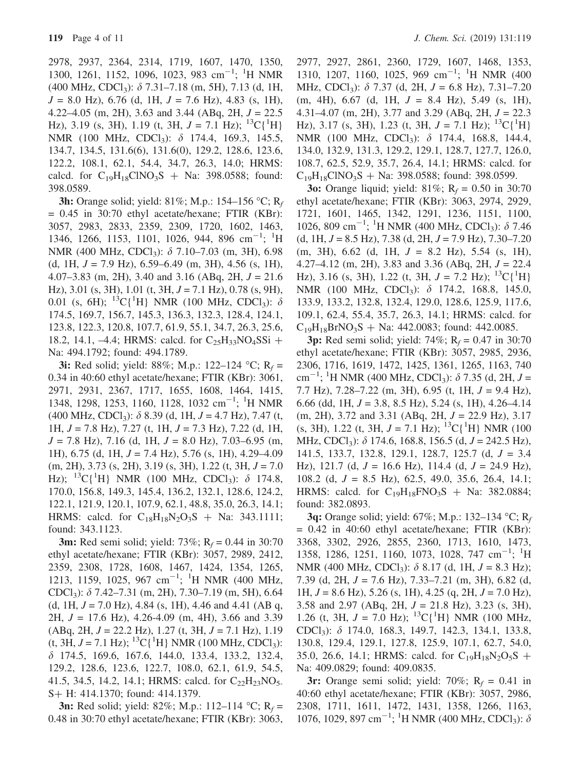2978, 2937, 2364, 2314, 1719, 1607, 1470, 1350, 1300, 1261, 1152, 1096, 1023, 983 cm$^{-1}$; $^{1}$H NMR (400 MHz, $CDCl_3$): δ 7.31–7.18 (m, 5H), 7.13 (d, 1H, $J$ = 8.0 Hz), 6.76 (d, 1H, $J$ = 7.6 Hz), 4.83 (s, 1H), 4.22–4.05 (m, 2H), 3.63 and 3.44 (ABq, 2H, $J$ = 22.5 Hz), 3.19 (s, 3H), 1.19 (t, 3H, $J$ = 7.1 Hz); $^{13}$C{$^{1}$H} NMR (100 MHz, $CDCl_3$): δ 174.4, 169.3, 145.5, 134.7, 134.5, 131.6(6), 131.6(0), 129.2, 128.6, 123.6, 122.2, 108.1, 62.1, 54.4, 34.7, 26.3, 14.0; HRMS: calcd. for $C_{19}H_{18}ClNO_3S$ + Na: 398.0588; found: 398.0589.

**3h:** Orange solid; yield: 81%; M.p.: 154–156 °C; $R_f$ = 0.45 in 30:70 ethyl acetate/hexane; FTIR (KBr): 3057, 2983, 2833, 2359, 2309, 1720, 1602, 1463, 1346, 1266, 1153, 1101, 1026, 944, 896 cm$^{-1}$; $^{1}$H NMR (400 MHz, $CDCl_3$): δ 7.10–7.03 (m, 3H), 6.98 (d, 1H, $J$ = 7.9 Hz), 6.59–6.49 (m, 3H), 4.56 (s, 1H), 4.07–3.83 (m, 2H), 3.40 and 3.16 (ABq, 2H, $J$ = 21.6 Hz), 3.01 (s, 3H), 1.01 (t, 3H, $J$ = 7.1 Hz), 0.78 (s, 9H), 0.01 (s, 6H); $^{13}$C{$^{1}$H} NMR (100 MHz, $CDCl_3$): δ 174.5, 169.7, 156.7, 145.3, 136.3, 132.3, 128.4, 124.1, 123.8, 122.3, 120.8, 107.7, 61.9, 55.1, 34.7, 26.3, 25.6, 18.2, 14.1, –4.4; HRMS: calcd. for $C_{25}H_{33}NO_4SSi$ + Na: 494.1792; found: 494.1789.

**3i:** Red solid; yield: 88%; M.p.: 122–124 °C; $R_f$ = 0.34 in 40:60 ethyl acetate/hexane; FTIR (KBr): 3061, 2971, 2931, 2367, 1717, 1655, 1608, 1464, 1415, 1348, 1298, 1253, 1160, 1128, 1032 cm$^{-1}$; $^{1}$H NMR (400 MHz, $CDCl_3$): δ 8.39 (d, 1H, $J$ = 4.7 Hz), 7.47 (t, 1H, $J$ = 7.8 Hz), 7.27 (t, 1H, $J$ = 7.3 Hz), 7.22 (d, 1H, $J$ = 7.8 Hz), 7.16 (d, 1H, $J$ = 8.0 Hz), 7.03–6.95 (m, 1H), 6.75 (d, 1H, $J$ = 7.4 Hz), 5.76 (s, 1H), 4.29–4.09 (m, 2H), 3.73 (s, 2H), 3.19 (s, 3H), 1.22 (t, 3H, $J$ = 7.0 Hz); $^{13}$C{$^{1}$H} NMR (100 MHz, $CDCl_3$): δ 174.8, 170.0, 156.8, 149.3, 145.4, 136.2, 132.1, 128.6, 124.2, 122.1, 121.9, 120.1, 107.9, 62.1, 48.8, 35.0, 26.3, 14.1; HRMS: calcd. for $C_{18}H_{18}N_2O_3S$ + Na: 343.1111; found: 343.1123.

**3m:** Red semi solid; yield: 73%; $R_f$ = 0.44 in 30:70 ethyl acetate/hexane; FTIR (KBr): 3057, 2989, 2412, 2359, 2308, 1728, 1608, 1467, 1424, 1354, 1265, 1213, 1159, 1025, 967 cm$^{-1}$; $^{1}$H NMR (400 MHz, $CDCl_3$): δ 7.42–7.31 (m, 2H), 7.30–7.19 (m, 5H), 6.64 (d, 1H, $J$ = 7.0 Hz), 4.84 (s, 1H), 4.46 and 4.41 (AB q, 2H, $J$ = 17.6 Hz), 4.26-4.09 (m, 4H), 3.66 and 3.39 (ABq, 2H, $J$ = 22.2 Hz), 1.27 (t, 3H, $J$ = 7.1 Hz), 1.19 (t, 3H, $J$ = 7.1 Hz); $^{13}$C{$^{1}$H} NMR (100 MHz, $CDCl_3$): δ 174.5, 169.6, 167.6, 144.0, 133.4, 133.2, 132.4, 129.2, 128.6, 123.6, 122.7, 108.0, 62.1, 61.9, 54.5, 41.5, 34.5, 14.2, 14.1; HRMS: calcd. for $C_{22}H_{23}NO_5S$ + H: 414.1370; found: 414.1379.

**3n:** Red solid; yield: 82%; M.p.: 112–114 °C; $R_f$ = 0.48 in 30:70 ethyl acetate/hexane; FTIR (KBr): 3063, 2977, 2927, 2861, 2360, 1729, 1607, 1468, 1353, 1310, 1207, 1160, 1025, 969 cm$^{-1}$; $^{1}$H NMR (400 MHz, $CDCl_3$): δ 7.37 (d, 2H, $J$ = 6.8 Hz), 7.31–7.20 (m, 4H), 6.67 (d, 1H, $J$ = 8.4 Hz), 5.49 (s, 1H), 4.31–4.07 (m, 2H), 3.77 and 3.29 (ABq, 2H, $J$ = 22.3 Hz), 3.17 (s, 3H), 1.23 (t, 3H, $J$ = 7.1 Hz); $^{13}$C{$^{1}$H} NMR (100 MHz, $CDCl_3$): δ 174.4, 168.8, 144.4, 134.0, 132.9, 131.3, 129.2, 129.1, 128.7, 127.7, 126.0, 108.7, 62.5, 52.9, 35.7, 26.4, 14.1; HRMS: calcd. for $C_{19}H_{18}ClNO_3S$ + Na: 398.0588; found: 398.0599.

**3o:** Orange liquid; yield: 81%; $R_f$ = 0.50 in 30:70 ethyl acetate/hexane; FTIR (KBr): 3063, 2974, 2929, 1721, 1601, 1465, 1342, 1291, 1236, 1151, 1100, 1026, 809 cm$^{-1}$; $^{1}$H NMR (400 MHz, $CDCl_3$): δ 7.46 (d, 1H, $J$ = 8.5 Hz), 7.38 (d, 2H, $J$ = 7.9 Hz), 7.30–7.20 (m, 3H), 6.62 (d, 1H, $J$ = 8.2 Hz), 5.54 (s, 1H), 4.27–4.12 (m, 2H), 3.83 and 3.36 (ABq, 2H, $J$ = 22.4 Hz), 3.16 (s, 3H), 1.22 (t, 3H, $J$ = 7.2 Hz); $^{13}$C{$^{1}$H} NMR (100 MHz, $CDCl_3$): δ 174.2, 168.8, 145.0, 133.9, 133.2, 132.8, 132.4, 129.0, 128.6, 125.9, 117.6, 109.1, 62.4, 55.4, 35.7, 26.3, 14.1; HRMS: calcd. for $C_{19}H_{18}BrNO_3S$ + Na: 442.0083; found: 442.0085.

**3p:** Red semi solid; yield: 74%; $R_f$ = 0.47 in 30:70 ethyl acetate/hexane; FTIR (KBr): 3057, 2985, 2936, 2306, 1716, 1619, 1472, 1425, 1361, 1265, 1163, 740 cm$^{-1}$; $^{1}$H NMR (400 MHz, $CDCl_3$): δ 7.35 (d, 2H, $J$ = 7.7 Hz), 7.28–7.22 (m, 3H), 6.95 (t, 1H, $J$ = 9.4 Hz), 6.66 (dd, 1H, $J$ = 3.8, 8.5 Hz), 5.24 (s, 1H), 4.26–4.14 (m, 2H), 3.72 and 3.31 (ABq, 2H, $J$ = 22.9 Hz), 3.17 (s, 3H), 1.22 (t, 3H, $J$ = 7.2 Hz); $^{13}$C{$^{1}$H} NMR (100 MHz, $CDCl_3$): δ 174.6, 168.8, 156.5 (d, $J$ = 242.5 Hz), 141.5, 133.7, 132.8, 129.1, 128.7, 125.7 (d, $J$ = 3.4 Hz), 121.7 (d, $J$ = 16.6 Hz), 114.4 (d, $J$ = 24.9 Hz), 108.2 (d, $J$ = 8.5 Hz), 62.5, 49.0, 35.6, 26.4, 14.1; HRMS: calcd. for $C_{19}H_{18}FNO_3S$ + Na: 382.0884; found: 382.0893.

**3q:** Orange solid; yield: 67%; M.p.: 132–134 °C; $R_f$ = 0.42 in 40:60 ethyl acetate/hexane; FTIR (KBr): 3368, 3302, 2926, 2855, 2360, 1713, 1610, 1473, 1358, 1286, 1251, 1160, 1073, 1028, 747 cm$^{-1}$; $^{1}$H NMR (400 MHz, $CDCl_3$): δ 8.17 (d, 1H, $J$ = 8.3 Hz); 7.39 (d, 2H, $J$ = 7.6 Hz), 7.33–7.21 (m, 3H), 6.82 (d, 1H, $J$ = 8.6 Hz), 5.26 (s, 1H), 4.25 (q, 2H, $J$ = 7.0 Hz), 3.58 and 2.97 (ABq, 2H, $J$ = 21.8 Hz), 3.23 (s, 3H), 1.26 (t, 3H, $J$ = 7.0 Hz); $^{13}$C{$^{1}$H} NMR (100 MHz, $CDCl_3$): δ 174.0, 168.3, 149.7, 142.3, 134.1, 133.8, 130.8, 129.4, 129.1, 127.8, 125.9, 107.1, 62.7, 54.0, 35.0, 26.6, 14.1; HRMS: calcd. for $C_{19}H_{18}N_2O_5S$ + Na: 409.0829; found: 409.0835.

**3r:** Orange semi solid; yield: 70%; $R_f$ = 0.41 in 40:60 ethyl acetate/hexane; FTIR (KBr): 3057, 2986, 2308, 1711, 1611, 1472, 1431, 1358, 1266, 1163, 1076, 1029, 897 cm$^{-1}$; $^{1}$H NMR (400 MHz, $CDCl_3$): δ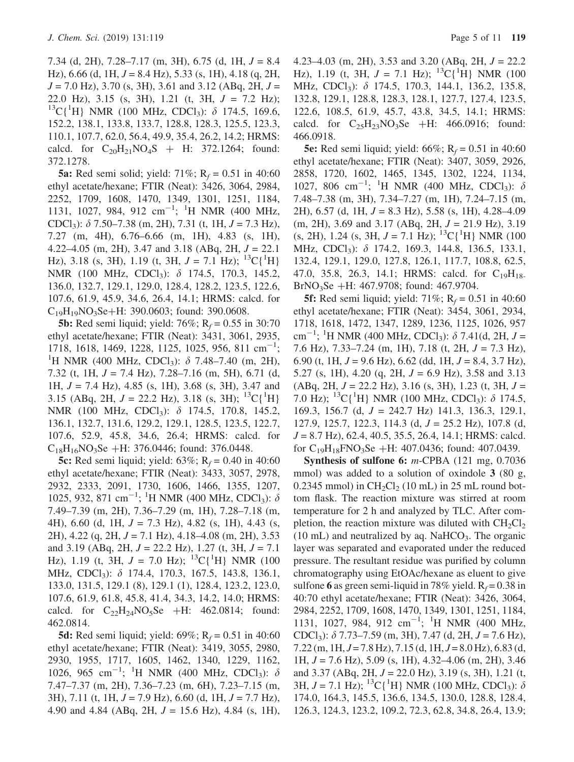7.34 (d, 2H), 7.28–7.17 (m, 3H), 6.75 (d, 1H, $J$ = 8.4 Hz), 6.66 (d, 1H, $J$ = 8.4 Hz), 5.33 (s, 1H), 4.18 (q, 2H, $J$ = 7.0 Hz), 3.70 (s, 3H), 3.61 and 3.12 (ABq, 2H, $J$ = 22.0 Hz), 3.15 (s, 3H), 1.21 (t, 3H, $J$ = 7.2 Hz); $^{13}C\{^1H\}$ NMR (100 MHz, $CDCl_3$): δ 174.5, 169.6, 152.2, 138.1, 133.8, 133.7, 128.8, 128.3, 125.5, 123.3, 110.1, 107.7, 62.0, 56.4, 49.9, 35.4, 26.2, 14.2; HRMS: calcd. for $C_{20}H_{21}NO_4S$ + H: 372.1264; found: 372.1278.

**5a:** Red semi solid; yield: 71%; $R_f$ = 0.51 in 40:60 ethyl acetate/hexane; FTIR (Neat): 3426, 3064, 2984, 2252, 1709, 1608, 1470, 1349, 1301, 1251, 1184, 1131, 1027, 984, 912 $cm^{-1}$; $^1H$ NMR (400 MHz, $CDCl_3$): δ 7.50–7.38 (m, 2H), 7.31 (t, 1H, $J$ = 7.3 Hz), 7.27 (m, 4H), 6.76–6.66 (m, 1H), 4.83 (s, 1H), 4.22–4.05 (m, 2H), 3.47 and 3.18 (ABq, 2H, $J$ = 22.1 Hz), 3.18 (s, 3H), 1.19 (t, 3H, $J$ = 7.1 Hz); $^{13}C\{^1H\}$ NMR (100 MHz, $CDCl_3$): δ 174.5, 170.3, 145.2, 136.0, 132.7, 129.1, 129.0, 128.4, 128.2, 123.5, 122.6, 107.6, 61.9, 45.9, 34.6, 26.4, 14.1; HRMS: calcd. for $C_{19}H_{19}NO_3Se$+H: 390.0603; found: 390.0608.

**5b:** Red semi liquid; yield: 76%; $R_f$ = 0.55 in 30:70 ethyl acetate/hexane; FTIR (Neat): 3431, 3061, 2935, 1718, 1618, 1469, 1228, 1125, 1025, 956, 811 $cm^{-1}$; $^1H$ NMR (400 MHz, $CDCl_3$): δ 7.48–7.40 (m, 2H), 7.32 (t, 1H, $J$ = 7.4 Hz), 7.28–7.16 (m, 5H), 6.71 (d, 1H, $J$ = 7.4 Hz), 4.85 (s, 1H), 3.68 (s, 3H), 3.47 and 3.15 (ABq, 2H, $J$ = 22.2 Hz), 3.18 (s, 3H); $^{13}C\{^1H\}$ NMR (100 MHz, $CDCl_3$): δ 174.5, 170.8, 145.2, 136.1, 132.7, 131.6, 129.2, 129.1, 128.5, 123.5, 122.7, 107.6, 52.9, 45.8, 34.6, 26.4; HRMS: calcd. for $C_{18}H_{16}NO_3Se$ +H: 376.0446; found: 376.0448.

**5c:** Red semi liquid; yield: 63%; $R_f$ = 0.40 in 40:60 ethyl acetate/hexane; FTIR (Neat): 3433, 3057, 2978, 2932, 2333, 2091, 1730, 1606, 1466, 1355, 1207, 1025, 932, 871 $cm^{-1}$; $^1H$ NMR (400 MHz, $CDCl_3$): δ 7.49–7.39 (m, 2H), 7.36–7.29 (m, 1H), 7.28–7.18 (m, 4H), 6.60 (d, 1H, $J$ = 7.3 Hz), 4.82 (s, 1H), 4.43 (s, 2H), 4.22 (q, 2H, $J$ = 7.1 Hz), 4.18–4.08 (m, 2H), 3.53 and 3.19 (ABq, 2H, $J$ = 22.2 Hz), 1.27 (t, 3H, $J$ = 7.1 Hz), 1.19 (t, 3H, $J$ = 7.0 Hz); $^{13}C\{^1H\}$ NMR (100 MHz, $CDCl_3$): δ 174.4, 170.3, 167.5, 143.8, 136.1, 133.0, 131.5, 129.1 (8), 129.1 (1), 128.4, 123.2, 123.0, 107.6, 61.9, 61.8, 45.8, 41.4, 34.3, 14.2, 14.0; HRMS: calcd. for $C_{22}H_{24}NO_5Se$ +H: 462.0814; found: 462.0814.

**5d:** Red semi liquid; yield: 69%; $R_f$ = 0.51 in 40:60 ethyl acetate/hexane; FTIR (Neat): 3419, 3055, 2980, 2930, 1955, 1717, 1605, 1462, 1340, 1229, 1162, 1026, 965 $cm^{-1}$; $^1H$ NMR (400 MHz, $CDCl_3$): δ 7.47–7.37 (m, 2H), 7.36–7.23 (m, 6H), 7.23–7.15 (m, 3H), 7.11 (t, 1H, $J$ = 7.9 Hz), 6.60 (d, 1H, $J$ = 7.7 Hz), 4.90 and 4.84 (ABq, 2H, $J$ = 15.6 Hz), 4.84 (s, 1H), 4.23–4.03 (m, 2H), 3.53 and 3.20 (ABq, 2H, $J$ = 22.2 Hz), 1.19 (t, 3H, $J$ = 7.1 Hz); $^{13}C\{^1H\}$ NMR (100 MHz, $CDCl_3$): δ 174.5, 170.3, 144.1, 136.2, 135.8, 132.8, 129.1, 128.8, 128.3, 128.1, 127.7, 127.4, 123.5, 122.6, 108.5, 61.9, 45.7, 43.8, 34.5, 14.1; HRMS: calcd. for $C_{25}H_{23}NO_3Se$ +H: 466.0916; found: 466.0918.

**5e:** Red semi liquid; yield: 66%; $R_f$ = 0.51 in 40:60 ethyl acetate/hexane; FTIR (Neat): 3407, 3059, 2926, 2858, 1720, 1602, 1465, 1345, 1302, 1224, 1134, 1027, 806 $cm^{-1}$; $^1H$ NMR (400 MHz, $CDCl_3$): δ 7.48–7.38 (m, 3H), 7.34–7.27 (m, 1H), 7.24–7.15 (m, 2H), 6.57 (d, 1H, $J$ = 8.3 Hz), 5.58 (s, 1H), 4.28–4.09 (m, 2H), 3.69 and 3.17 (ABq, 2H, $J$ = 21.9 Hz), 3.19 (s, 2H), 1.24 (s, 3H, $J$ = 7.1 Hz); $^{13}C\{^1H\}$ NMR (100 MHz, $CDCl_3$): δ 174.2, 169.3, 144.8, 136.5, 133.1, 132.4, 129.1, 129.0, 127.8, 126.1, 117.7, 108.8, 62.5, 47.0, 35.8, 26.3, 14.1; HRMS: calcd. for $C_{19}H_{18}BrNO_3Se$ +H: 467.9708; found: 467.9704.

**5f:** Red semi liquid; yield: 71%; $R_f$ = 0.51 in 40:60 ethyl acetate/hexane; FTIR (Neat): 3454, 3061, 2934, 1718, 1618, 1472, 1347, 1289, 1236, 1125, 1026, 957 $cm^{-1}$; $^1H$ NMR (400 MHz, $CDCl_3$): δ 7.41(d, 2H, $J$ = 7.6 Hz), 7.33–7.24 (m, 1H), 7.18 (t, 2H, $J$ = 7.3 Hz), 6.90 (t, 1H, $J$ = 9.6 Hz), 6.62 (dd, 1H, $J$ = 8.4, 3.7 Hz), 5.27 (s, 1H), 4.20 (q, 2H, $J$ = 6.9 Hz), 3.58 and 3.13 (ABq, 2H, $J$ = 22.2 Hz), 3.16 (s, 3H), 1.23 (t, 3H, $J$ = 7.0 Hz); $^{13}C\{^1H\}$ NMR (100 MHz, $CDCl_3$): δ 174.5, 169.3, 156.7 (d, $J$ = 242.7 Hz) 141.3, 136.3, 129.1, 127.9, 125.7, 122.3, 114.3 (d, $J$ = 25.2 Hz), 107.8 (d, $J$ = 8.7 Hz), 62.4, 40.5, 35.5, 26.4, 14.1; HRMS: calcd. for $C_{19}H_{18}FNO_3Se$ +H: 407.0436; found: 407.0439.

**Synthesis of sulfone 6:** *m*-CPBA (121 mg, 0.7036 mmol) was added to a solution of oxindole **3** (80 g, 0.2345 mmol) in $CH_2Cl_2$ (10 mL) in 25 mL round bottom flask. The reaction mixture was stirred at room temperature for 2 h and analyzed by TLC. After completion, the reaction mixture was diluted with $CH_2Cl_2$ (10 mL) and neutralized by aq. $NaHCO_3$. The organic layer was separated and evaporated under the reduced pressure. The resultant residue was purified by column chromatography using EtOAc/hexane as eluent to give sulfone **6** as green semi-liquid in 78% yield. $R_f$ = 0.38 in 40:70 ethyl acetate/hexane; FTIR (Neat): 3426, 3064, 2984, 2252, 1709, 1608, 1470, 1349, 1301, 1251, 1184, 1131, 1027, 984, 912 $cm^{-1}$; $^1H$ NMR (400 MHz, $CDCl_3$): δ 7.73–7.59 (m, 3H), 7.47 (d, 2H, $J$ = 7.6 Hz), 7.22 (m, 1H, $J$ = 7.8 Hz), 7.15 (d, 1H, $J$ = 8.0 Hz), 6.83 (d, 1H, $J$ = 7.6 Hz), 5.09 (s, 1H), 4.32–4.06 (m, 2H), 3.46 and 3.37 (ABq, 2H, $J$ = 22.0 Hz), 3.19 (s, 3H), 1.21 (t, 3H, $J$ = 7.1 Hz); $^{13}C\{^1H\}$ NMR (100 MHz, $CDCl_3$): δ 174.0, 164.3, 145.5, 136.6, 134.5, 130.0, 128.8, 128.4, 126.3, 124.3, 123.2, 109.2, 72.3, 62.8, 34.8, 26.4, 13.9;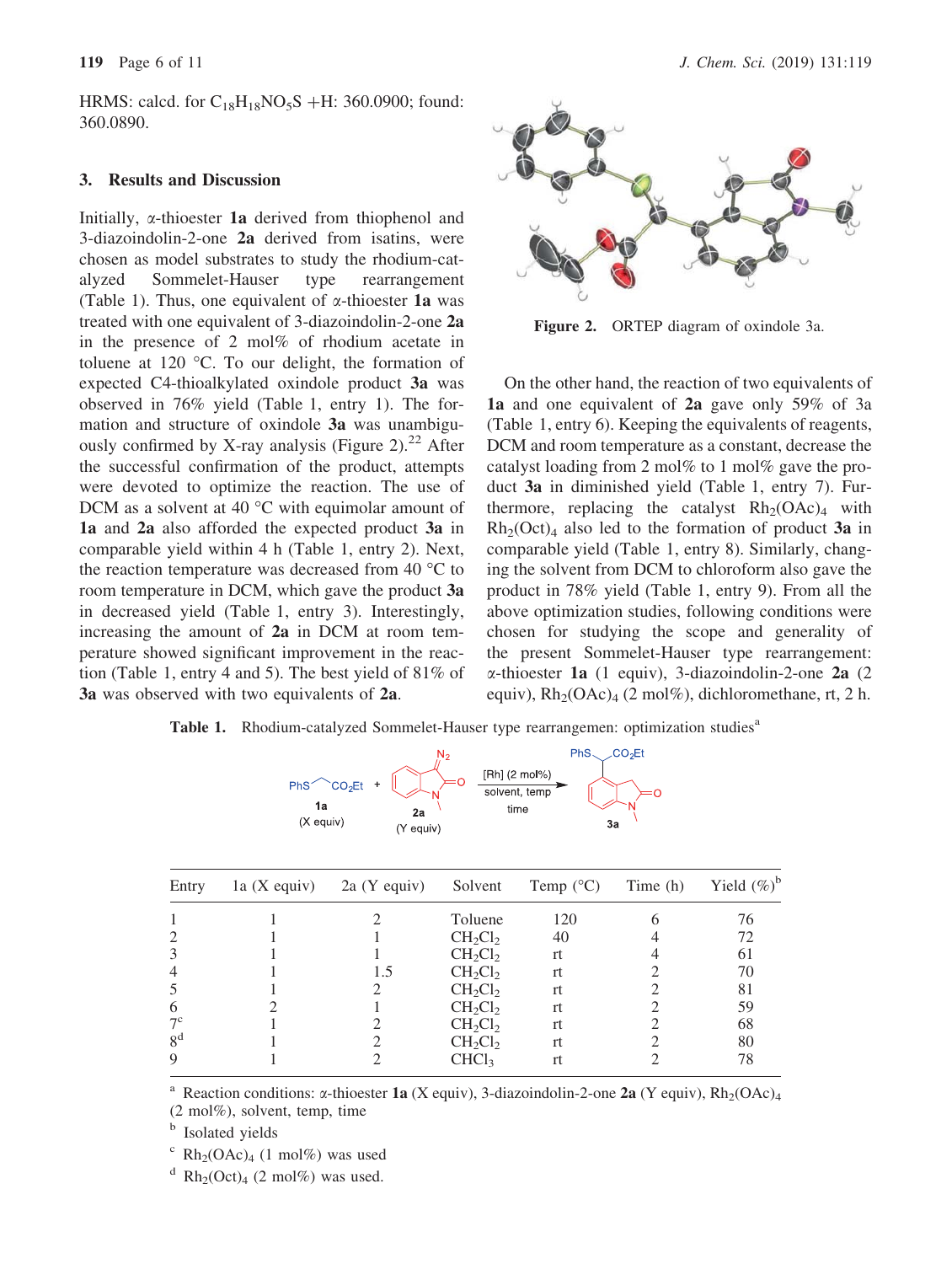HRMS: calcd. for $C_{18}H_{18}NO_5S$ +H: 360.0900; found: 360.0890.

## 3. Results and Discussion

Initially, α-thioester **1a** derived from thiophenol and 3-diazoindolin-2-one **2a** derived from isatins, were chosen as model substrates to study the rhodium-catalyzed Sommelet-Hauser type rearrangement (Table 1). Thus, one equivalent of α-thioester **1a** was treated with one equivalent of 3-diazoindolin-2-one **2a** in the presence of 2 mol% of rhodium acetate in toluene at 120 °C. To our delight, the formation of expected C4-thioalkylated oxindole product **3a** was observed in 76% yield (Table 1, entry 1). The formation and structure of oxindole **3a** was unambiguously confirmed by X-ray analysis (Figure 2).[22] After the successful confirmation of the product, attempts were devoted to optimize the reaction. The use of DCM as a solvent at 40 °C with equimolar amount of **1a** and **2a** also afforded the expected product **3a** in comparable yield within 4 h (Table 1, entry 2). Next, the reaction temperature was decreased from 40 °C to room temperature in DCM, which gave the product **3a** in decreased yield (Table 1, entry 3). Interestingly, increasing the amount of **2a** in DCM at room temperature showed significant improvement in the reaction (Table 1, entry 4 and 5). The best yield of 81% of **3a** was observed with two equivalents of **2a**.

**Figure 2.** ORTEP diagram of oxindole 3a.

On the other hand, the reaction of two equivalents of **1a** and one equivalent of **2a** gave only 59% of 3a (Table 1, entry 6). Keeping the equivalents of reagents, DCM and room temperature as a constant, decrease the catalyst loading from 2 mol% to 1 mol% gave the product **3a** in diminished yield (Table 1, entry 7). Furthermore, replacing the catalyst $Rh_2(OAc)_4$ with $Rh_2(Oct)_4$ also led to the formation of product **3a** in comparable yield (Table 1, entry 8). Similarly, changing the solvent from DCM to chloroform also gave the product in 78% yield (Table 1, entry 9). From all the above optimization studies, following conditions were chosen for studying the scope and generality of the present Sommelet-Hauser type rearrangement: α-thioester **1a** (1 equiv), 3-diazoindolin-2-one **2a** (2 equiv), $Rh_2(OAc)_4$ (2 mol%), dichloromethane, rt, 2 h.

**Table 1.** Rhodium-catalyzed Sommelet-Hauser type rearrangemen: optimization studies[a]

PhS⌒CO2Et **1a** (X equiv) + **2a** (Y equiv) → [Rh] (2 mol%), solvent, temp, time → **3a**

| Entry | 1a (X equiv) | 2a (Y equiv) | Solvent | Temp (°C) | Time (h) | Yield (%)[b] |
|---|---|---|---|---|---|---|
| 1 | 1 | 2 | Toluene | 120 | 6 | 76 |
| 2 | 1 | 1 | $CH_2Cl_2$ | 40 | 4 | 72 |
| 3 | 1 | 1 | $CH_2Cl_2$ | rt | 4 | 61 |
| 4 | 1 | 1.5 | $CH_2Cl_2$ | rt | 2 | 70 |
| 5 | 1 | 2 | $CH_2Cl_2$ | rt | 2 | 81 |
| 6 | 2 | 1 | $CH_2Cl_2$ | rt | 2 | 59 |
| 7[c] | 1 | 2 | $CH_2Cl_2$ | rt | 2 | 68 |
| 8[d] | 1 | 2 | $CH_2Cl_2$ | rt | 2 | 80 |
| 9 | 1 | 2 | $CHCl_3$ | rt | 2 | 78 |

[a] Reaction conditions: α-thioester **1a** (X equiv), 3-diazoindolin-2-one **2a** (Y equiv), $Rh_2(OAc)_4$ (2 mol%), solvent, temp, time

[b] Isolated yields

[c] $Rh_2(OAc)_4$ (1 mol%) was used

[d] $Rh_2(Oct)_4$ (2 mol%) was used.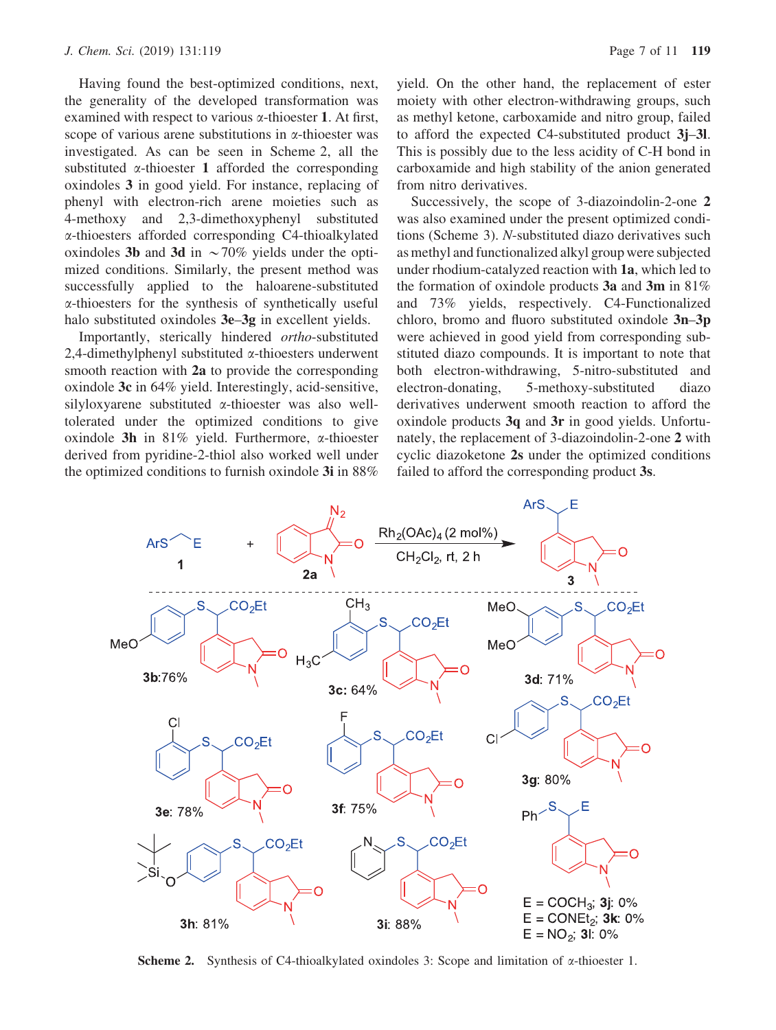Having found the best-optimized conditions, next, the generality of the developed transformation was examined with respect to various α-thioester **1**. At first, scope of various arene substitutions in α-thioester was investigated. As can be seen in Scheme 2, all the substituted α-thioester **1** afforded the corresponding oxindoles **3** in good yield. For instance, replacing of phenyl with electron-rich arene moieties such as 4-methoxy and 2,3-dimethoxyphenyl substituted α-thioesters afforded corresponding C4-thioalkylated oxindoles **3b** and **3d** in ~70% yields under the optimized conditions. Similarly, the present method was successfully applied to the haloarene-substituted α-thioesters for the synthesis of synthetically useful halo substituted oxindoles **3e**–**3g** in excellent yields.

Importantly, sterically hindered *ortho*-substituted 2,4-dimethylphenyl substituted α-thioesters underwent smooth reaction with **2a** to provide the corresponding oxindole **3c** in 64% yield. Interestingly, acid-sensitive, silyloxyarene substituted α-thioester was also well-tolerated under the optimized conditions to give oxindole **3h** in 81% yield. Furthermore, α-thioester derived from pyridine-2-thiol also worked well under the optimized conditions to furnish oxindole **3i** in 88% yield. On the other hand, the replacement of ester moiety with other electron-withdrawing groups, such as methyl ketone, carboxamide and nitro group, failed to afford the expected C4-substituted product **3j**–**3l**. This is possibly due to the less acidity of C-H bond in carboxamide and high stability of the anion generated from nitro derivatives.

Successively, the scope of 3-diazoindolin-2-one **2** was also examined under the present optimized conditions (Scheme 3). *N*-substituted diazo derivatives such as methyl and functionalized alkyl group were subjected under rhodium-catalyzed reaction with **1a**, which led to the formation of oxindole products **3a** and **3m** in 81% and 73% yields, respectively. C4-Functionalized chloro, bromo and fluoro substituted oxindole **3n**–**3p** were achieved in good yield from corresponding substituted diazo compounds. It is important to note that both electron-withdrawing, 5-nitro-substituted and electron-donating, 5-methoxy-substituted diazo derivatives underwent smooth reaction to afford the oxindole products **3q** and **3r** in good yields. Unfortunately, the replacement of 3-diazoindolin-2-one **2** with cyclic diazoketone **2s** under the optimized conditions failed to afford the corresponding product **3s**.

ArS–CH$_2$–E (**1**) + **2a** → Rh$_2$(OAc)$_4$ (2 mol%), CH$_2$Cl$_2$, rt, 2 h → **3**

**3b**: 76%; **3c**: 64%; **3d**: 71%; **3e**: 78%; **3f**: 75%; **3g**: 80%; **3h**: 81%; **3i**: 88%

E = COCH$_3$; **3j**: 0%
E = CONEt$_2$; **3k**: 0%
E = NO$_2$; **3l**: 0%

**Scheme 2.** Synthesis of C4-thioalkylated oxindoles 3: Scope and limitation of α-thioester 1.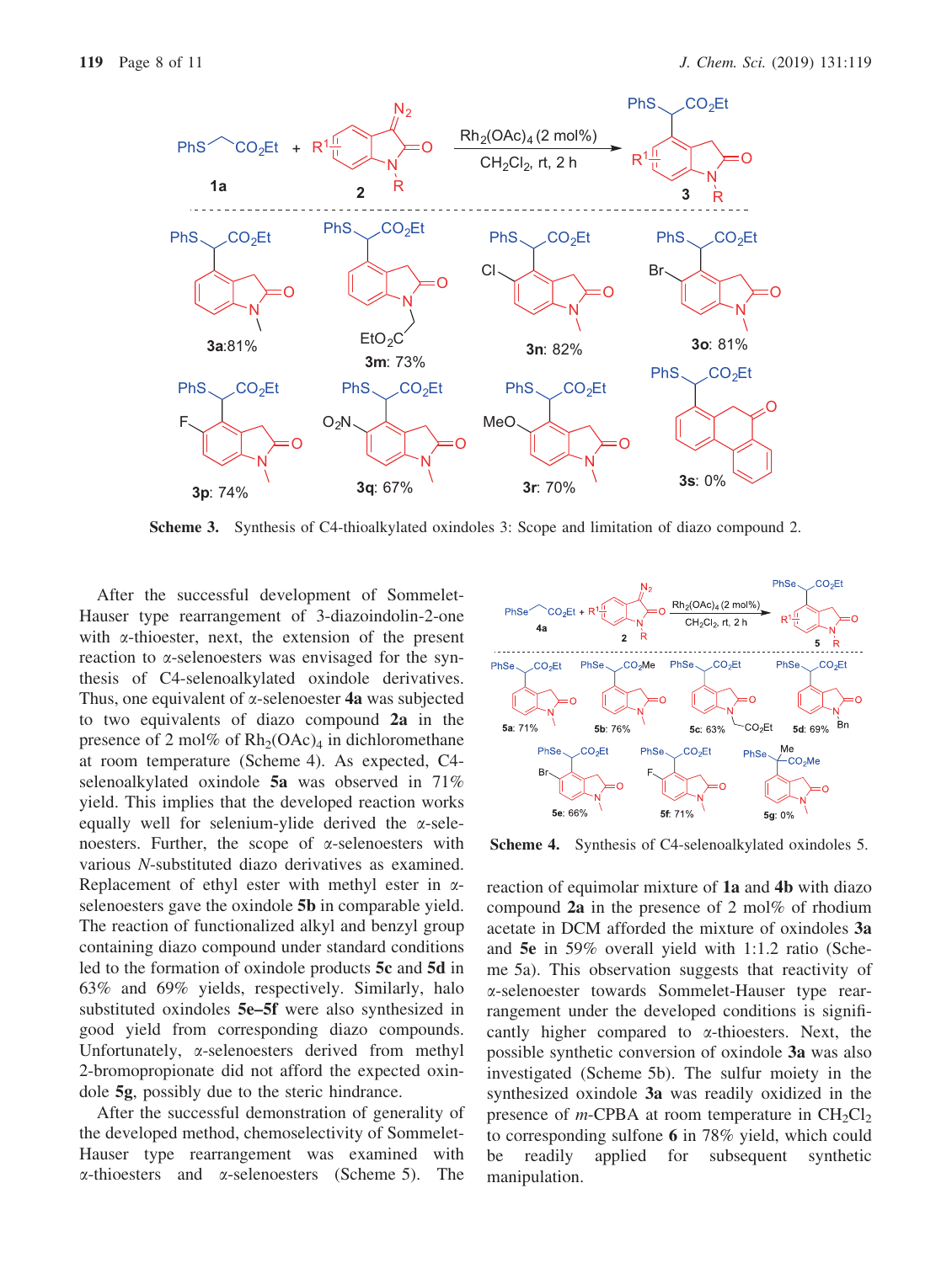**Scheme 3.** Synthesis of C4-thioalkylated oxindoles 3: Scope and limitation of diazo compound 2.

After the successful development of Sommelet-Hauser type rearrangement of 3-diazoindolin-2-one with α-thioester, next, the extension of the present reaction to α-selenoesters was envisaged for the synthesis of C4-selenoalkylated oxindole derivatives. Thus, one equivalent of α-selenoester **4a** was subjected to two equivalents of diazo compound **2a** in the presence of 2 mol% of $Rh_2(OAc)_4$ in dichloromethane at room temperature (Scheme 4). As expected, C4-selenoalkylated oxindole **5a** was observed in 71% yield. This implies that the developed reaction works equally well for selenium-ylide derived the α-selenoesters. Further, the scope of α-selenoesters with various *N*-substituted diazo derivatives as examined. Replacement of ethyl ester with methyl ester in α-selenoesters gave the oxindole **5b** in comparable yield. The reaction of functionalized alkyl and benzyl group containing diazo compound under standard conditions led to the formation of oxindole products **5c** and **5d** in 63% and 69% yields, respectively. Similarly, halo substituted oxindoles **5e–5f** were also synthesized in good yield from corresponding diazo compounds. Unfortunately, α-selenoesters derived from methyl 2-bromopropionate did not afford the expected oxindole **5g**, possibly due to the steric hindrance.

After the successful demonstration of generality of the developed method, chemoselectivity of Sommelet-Hauser type rearrangement was examined with α-thioesters and α-selenoesters (Scheme 5). The reaction of equimolar mixture of **1a** and **4b** with diazo compound **2a** in the presence of 2 mol% of rhodium acetate in DCM afforded the mixture of oxindoles **3a** and **5e** in 59% overall yield with 1:1.2 ratio (Scheme 5a). This observation suggests that reactivity of α-selenoester towards Sommelet-Hauser type rearrangement under the developed conditions is significantly higher compared to α-thioesters. Next, the possible synthetic conversion of oxindole **3a** was also investigated (Scheme 5b). The sulfur moiety in the synthesized oxindole **3a** was readily oxidized in the presence of *m*-CPBA at room temperature in $CH_2Cl_2$ to corresponding sulfone **6** in 78% yield, which could be readily applied for subsequent synthetic manipulation.

**Scheme 4.** Synthesis of C4-selenoalkylated oxindoles 5.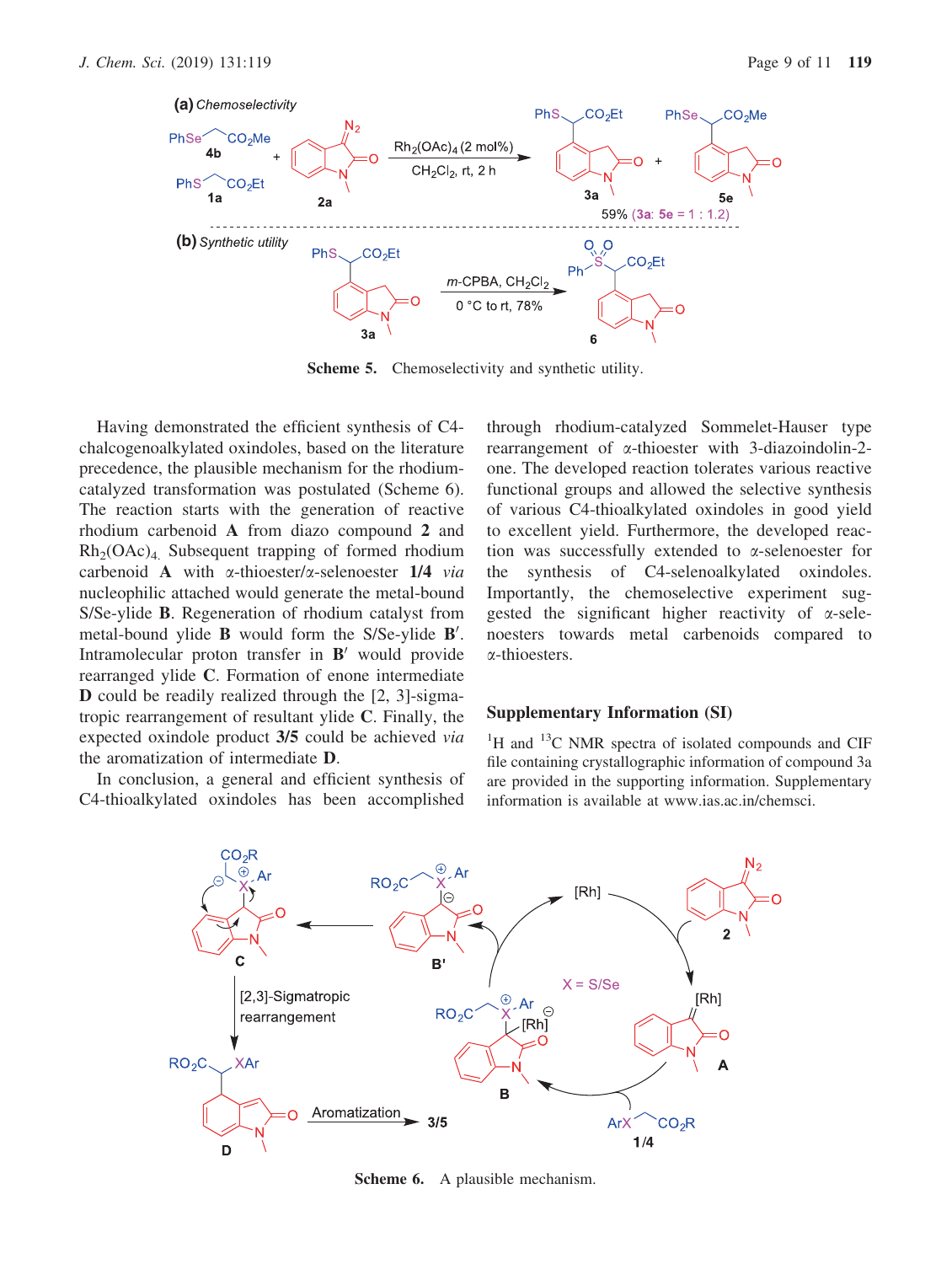Scheme 5. Chemoselectivity and synthetic utility.

Having demonstrated the efficient synthesis of C4-chalcogenoalkylated oxindoles, based on the literature precedence, the plausible mechanism for the rhodium-catalyzed transformation was postulated (Scheme 6). The reaction starts with the generation of reactive rhodium carbenoid **A** from diazo compound **2** and $Rh_2(OAc)_4$. Subsequent trapping of formed rhodium carbenoid **A** with α-thioester/α-selenoester **1/4** *via* nucleophilic attached would generate the metal-bound S/Se-ylide **B**. Regeneration of rhodium catalyst from metal-bound ylide **B** would form the S/Se-ylide **B′**. Intramolecular proton transfer in **B′** would provide rearranged ylide **C**. Formation of enone intermediate **D** could be readily realized through the [2, 3]-sigmatropic rearrangement of resultant ylide **C**. Finally, the expected oxindole product **3/5** could be achieved *via* the aromatization of intermediate **D**.

In conclusion, a general and efficient synthesis of C4-thioalkylated oxindoles has been accomplished through rhodium-catalyzed Sommelet-Hauser type rearrangement of α-thioester with 3-diazoindolin-2-one. The developed reaction tolerates various reactive functional groups and allowed the selective synthesis of various C4-thioalkylated oxindoles in good yield to excellent yield. Furthermore, the developed reaction was successfully extended to α-selenoester for the synthesis of C4-selenoalkylated oxindoles. Importantly, the chemoselective experiment suggested the significant higher reactivity of α-selenoesters towards metal carbenoids compared to α-thioesters.

## Supplementary Information (SI)

$^1$H and $^{13}$C NMR spectra of isolated compounds and CIF file containing crystallographic information of compound 3a are provided in the supporting information. Supplementary information is available at www.ias.ac.in/chemsci.

Scheme 6. A plausible mechanism.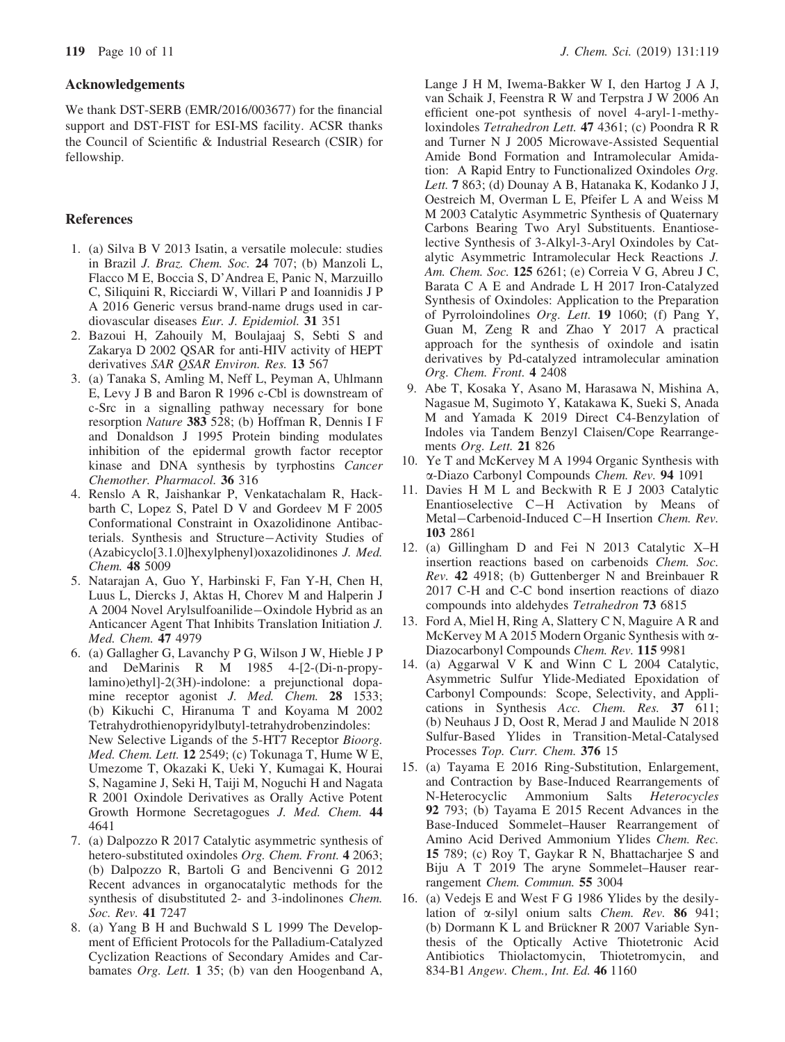## Acknowledgements

We thank DST-SERB (EMR/2016/003677) for the financial support and DST-FIST for ESI-MS facility. ACSR thanks the Council of Scientific & Industrial Research (CSIR) for fellowship.

## References

1. (a) Silva B V 2013 Isatin, a versatile molecule: studies in Brazil *J. Braz. Chem. Soc.* **24** 707; (b) Manzoli L, Flacco M E, Boccia S, D'Andrea E, Panic N, Marzuillo C, Siliquini R, Ricciardi W, Villari P and Ioannidis J P A 2016 Generic versus brand-name drugs used in cardiovascular diseases *Eur. J. Epidemiol.* **31** 351
2. Bazoui H, Zahouily M, Boulajaaj S, Sebti S and Zakarya D 2002 QSAR for anti-HIV activity of HEPT derivatives *SAR QSAR Environ. Res.* **13** 567
3. (a) Tanaka S, Amling M, Neff L, Peyman A, Uhlmann E, Levy J B and Baron R 1996 c-Cbl is downstream of c-Src in a signalling pathway necessary for bone resorption *Nature* **383** 528; (b) Hoffman R, Dennis I F and Donaldson J 1995 Protein binding modulates inhibition of the epidermal growth factor receptor kinase and DNA synthesis by tyrphostins *Cancer Chemother. Pharmacol.* **36** 316
4. Renslo A R, Jaishankar P, Venkatachalam R, Hackbarth C, Lopez S, Patel D V and Gordeev M F 2005 Conformational Constraint in Oxazolidinone Antibacterials. Synthesis and Structure−Activity Studies of (Azabicyclo[3.1.0]hexylphenyl)oxazolidinones *J. Med. Chem.* **48** 5009
5. Natarajan A, Guo Y, Harbinski F, Fan Y-H, Chen H, Luus L, Diercks J, Aktas H, Chorev M and Halperin J A 2004 Novel Arylsulfoanilide−Oxindole Hybrid as an Anticancer Agent That Inhibits Translation Initiation *J. Med. Chem.* **47** 4979
6. (a) Gallagher G, Lavanchy P G, Wilson J W, Hieble J P and DeMarinis R M 1985 4-[2-(Di-n-propylamino)ethyl]-2(3H)-indolone: a prejunctional dopamine receptor agonist *J. Med. Chem.* **28** 1533; (b) Kikuchi C, Hiranuma T and Koyama M 2002 Tetrahydrothienopyridylbutyl-tetrahydrobenzindoles: New Selective Ligands of the 5-HT7 Receptor *Bioorg. Med. Chem. Lett.* **12** 2549; (c) Tokunaga T, Hume W E, Umezome T, Okazaki K, Ueki Y, Kumagai K, Hourai S, Nagamine J, Seki H, Taiji M, Noguchi H and Nagata R 2001 Oxindole Derivatives as Orally Active Potent Growth Hormone Secretagogues *J. Med. Chem.* **44** 4641
7. (a) Dalpozzo R 2017 Catalytic asymmetric synthesis of hetero-substituted oxindoles *Org. Chem. Front.* **4** 2063; (b) Dalpozzo R, Bartoli G and Bencivenni G 2012 Recent advances in organocatalytic methods for the synthesis of disubstituted 2- and 3-indolinones *Chem. Soc. Rev.* **41** 7247
8. (a) Yang B H and Buchwald S L 1999 The Development of Efficient Protocols for the Palladium-Catalyzed Cyclization Reactions of Secondary Amides and Carbamates *Org. Lett.* **1** 35; (b) van den Hoogenband A, Lange J H M, Iwema-Bakker W I, den Hartog J A J, van Schaik J, Feenstra R W and Terpstra J W 2006 An efficient one-pot synthesis of novel 4-aryl-1-methyloxindoles *Tetrahedron Lett.* **47** 4361; (c) Poondra R R and Turner N J 2005 Microwave-Assisted Sequential Amide Bond Formation and Intramolecular Amidation: A Rapid Entry to Functionalized Oxindoles *Org. Lett.* **7** 863; (d) Dounay A B, Hatanaka K, Kodanko J J, Oestreich M, Overman L E, Pfeifer L A and Weiss M M 2003 Catalytic Asymmetric Synthesis of Quaternary Carbons Bearing Two Aryl Substituents. Enantioselective Synthesis of 3-Alkyl-3-Aryl Oxindoles by Catalytic Asymmetric Intramolecular Heck Reactions *J. Am. Chem. Soc.* **125** 6261; (e) Correia V G, Abreu J C, Barata C A E and Andrade L H 2017 Iron-Catalyzed Synthesis of Oxindoles: Application to the Preparation of Pyrroloindolines *Org. Lett.* **19** 1060; (f) Pang Y, Guan M, Zeng R and Zhao Y 2017 A practical approach for the synthesis of oxindole and isatin derivatives by Pd-catalyzed intramolecular amination *Org. Chem. Front.* **4** 2408
9. Abe T, Kosaka Y, Asano M, Harasawa N, Mishina A, Nagasue M, Sugimoto Y, Katakawa K, Sueki S, Anada M and Yamada K 2019 Direct C4-Benzylation of Indoles via Tandem Benzyl Claisen/Cope Rearrangements *Org. Lett.* **21** 826
10. Ye T and McKervey M A 1994 Organic Synthesis with α-Diazo Carbonyl Compounds *Chem. Rev.* **94** 1091
11. Davies H M L and Beckwith R E J 2003 Catalytic Enantioselective C−H Activation by Means of Metal−Carbenoid-Induced C−H Insertion *Chem. Rev.* **103** 2861
12. (a) Gillingham D and Fei N 2013 Catalytic X–H insertion reactions based on carbenoids *Chem. Soc. Rev.* **42** 4918; (b) Guttenberger N and Breinbauer R 2017 C-H and C-C bond insertion reactions of diazo compounds into aldehydes *Tetrahedron* **73** 6815
13. Ford A, Miel H, Ring A, Slattery C N, Maguire A R and McKervey M A 2015 Modern Organic Synthesis with α-Diazocarbonyl Compounds *Chem. Rev.* **115** 9981
14. (a) Aggarwal V K and Winn C L 2004 Catalytic, Asymmetric Sulfur Ylide-Mediated Epoxidation of Carbonyl Compounds: Scope, Selectivity, and Applications in Synthesis *Acc. Chem. Res.* **37** 611; (b) Neuhaus J D, Oost R, Merad J and Maulide N 2018 Sulfur-Based Ylides in Transition-Metal-Catalysed Processes *Top. Curr. Chem.* **376** 15
15. (a) Tayama E 2016 Ring-Substitution, Enlargement, and Contraction by Base-Induced Rearrangements of N-Heterocyclic Ammonium Salts *Heterocycles* **92** 793; (b) Tayama E 2015 Recent Advances in the Base-Induced Sommelet–Hauser Rearrangement of Amino Acid Derived Ammonium Ylides *Chem. Rec.* **15** 789; (c) Roy T, Gaykar R N, Bhattacharjee S and Biju A T 2019 The aryne Sommelet–Hauser rearrangement *Chem. Commun.* **55** 3004
16. (a) Vedejs E and West F G 1986 Ylides by the desilylation of α-silyl onium salts *Chem. Rev.* **86** 941; (b) Dormann K L and Brückner R 2007 Variable Synthesis of the Optically Active Thiotetronic Acid Antibiotics Thiolactomycin, Thiotetromycin, and 834-B1 *Angew. Chem., Int. Ed.* **46** 1160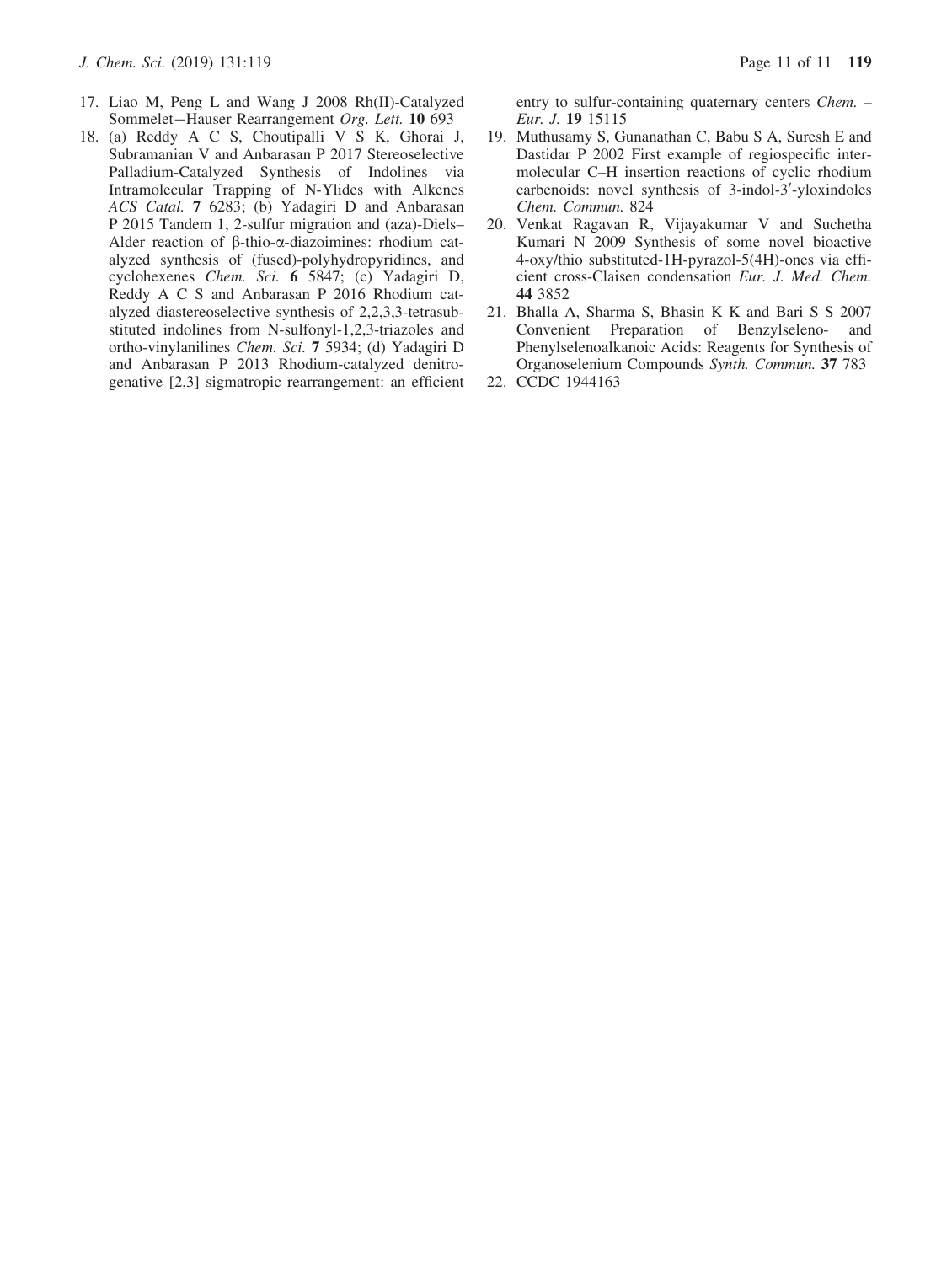17. Liao M, Peng L and Wang J 2008 Rh(II)-Catalyzed Sommelet−Hauser Rearrangement *Org. Lett.* **10** 693
18. (a) Reddy A C S, Choutipalli V S K, Ghorai J, Subramanian V and Anbarasan P 2017 Stereoselective Palladium-Catalyzed Synthesis of Indolines via Intramolecular Trapping of N-Ylides with Alkenes *ACS Catal.* **7** 6283; (b) Yadagiri D and Anbarasan P 2015 Tandem 1, 2-sulfur migration and (aza)-Diels–Alder reaction of β-thio-α-diazoimines: rhodium catalyzed synthesis of (fused)-polyhydropyridines, and cyclohexenes *Chem. Sci.* **6** 5847; (c) Yadagiri D, Reddy A C S and Anbarasan P 2016 Rhodium catalyzed diastereoselective synthesis of 2,2,3,3-tetrasubstituted indolines from N-sulfonyl-1,2,3-triazoles and ortho-vinylanilines *Chem. Sci.* **7** 5934; (d) Yadagiri D and Anbarasan P 2013 Rhodium-catalyzed denitrogenative [2,3] sigmatropic rearrangement: an efficient entry to sulfur-containing quaternary centers *Chem. – Eur. J.* **19** 15115
19. Muthusamy S, Gunanathan C, Babu S A, Suresh E and Dastidar P 2002 First example of regiospecific intermolecular C–H insertion reactions of cyclic rhodium carbenoids: novel synthesis of 3-indol-3′-yloxindoles *Chem. Commun.* 824
20. Venkat Ragavan R, Vijayakumar V and Suchetha Kumari N 2009 Synthesis of some novel bioactive 4-oxy/thio substituted-1H-pyrazol-5(4H)-ones via efficient cross-Claisen condensation *Eur. J. Med. Chem.* **44** 3852
21. Bhalla A, Sharma S, Bhasin K K and Bari S S 2007 Convenient Preparation of Benzylseleno- and Phenylselenoalkanoic Acids: Reagents for Synthesis of Organoselenium Compounds *Synth. Commun.* **37** 783
22. CCDC 1944163